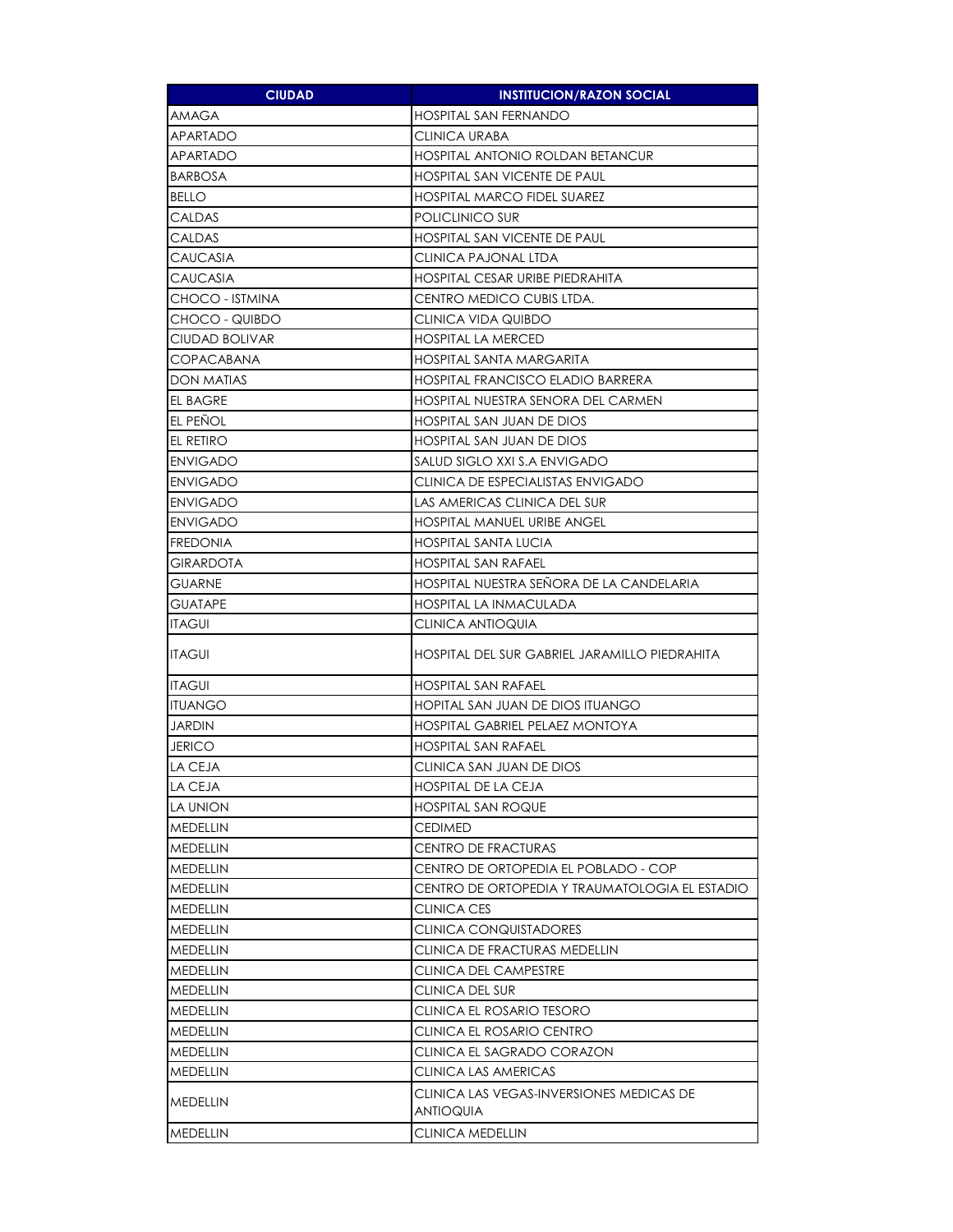| CIUDAD | INSTITUCION/RAZON SOCIAL |
| --- | --- |
| AMAGA | HOSPITAL SAN FERNANDO |
| APARTADO | CLINICA URABA |
| APARTADO | HOSPITAL ANTONIO ROLDAN BETANCUR |
| BARBOSA | HOSPITAL SAN VICENTE DE PAUL |
| BELLO | HOSPITAL MARCO FIDEL SUAREZ |
| CALDAS | POLICLINICO SUR |
| CALDAS | HOSPITAL SAN VICENTE DE PAUL |
| CAUCASIA | CLINICA PAJONAL LTDA |
| CAUCASIA | HOSPITAL CESAR URIBE PIEDRAHITA |
| CHOCO - ISTMINA | CENTRO MEDICO CUBIS LTDA. |
| CHOCO - QUIBDO | CLINICA VIDA QUIBDO |
| CIUDAD BOLIVAR | HOSPITAL LA MERCED |
| COPACABANA | HOSPITAL SANTA MARGARITA |
| DON MATIAS | HOSPITAL FRANCISCO ELADIO BARRERA |
| EL BAGRE | HOSPITAL NUESTRA SENORA DEL CARMEN |
| EL PEÑOL | HOSPITAL SAN JUAN DE DIOS |
| EL RETIRO | HOSPITAL SAN JUAN DE DIOS |
| ENVIGADO | SALUD SIGLO XXI S.A ENVIGADO |
| ENVIGADO | CLINICA DE ESPECIALISTAS ENVIGADO |
| ENVIGADO | LAS AMERICAS CLINICA DEL SUR |
| ENVIGADO | HOSPITAL MANUEL URIBE ANGEL |
| FREDONIA | HOSPITAL SANTA LUCIA |
| GIRARDOTA | HOSPITAL SAN RAFAEL |
| GUARNE | HOSPITAL NUESTRA SEÑORA DE LA CANDELARIA |
| GUATAPE | HOSPITAL LA INMACULADA |
| ITAGUI | CLINICA ANTIOQUIA |
| ITAGUI | HOSPITAL DEL SUR GABRIEL JARAMILLO PIEDRAHITA |
| ITAGUI | HOSPITAL SAN RAFAEL |
| ITUANGO | HOPITAL SAN JUAN DE DIOS ITUANGO |
| JARDIN | HOSPITAL GABRIEL PELAEZ MONTOYA |
| JERICO | HOSPITAL SAN RAFAEL |
| LA CEJA | CLINICA SAN JUAN DE DIOS |
| LA CEJA | HOSPITAL DE LA CEJA |
| LA UNION | HOSPITAL SAN ROQUE |
| MEDELLIN | CEDIMED |
| MEDELLIN | CENTRO DE FRACTURAS |
| MEDELLIN | CENTRO DE ORTOPEDIA EL POBLADO - COP |
| MEDELLIN | CENTRO DE ORTOPEDIA Y TRAUMATOLOGIA EL ESTADIO |
| MEDELLIN | CLINICA CES |
| MEDELLIN | CLINICA CONQUISTADORES |
| MEDELLIN | CLINICA DE FRACTURAS MEDELLIN |
| MEDELLIN | CLINICA DEL CAMPESTRE |
| MEDELLIN | CLINICA DEL SUR |
| MEDELLIN | CLINICA EL ROSARIO TESORO |
| MEDELLIN | CLINICA EL ROSARIO CENTRO |
| MEDELLIN | CLINICA EL SAGRADO CORAZON |
| MEDELLIN | CLINICA LAS AMERICAS |
| MEDELLIN | CLINICA LAS VEGAS-INVERSIONES MEDICAS DE ANTIOQUIA |
| MEDELLIN | CLINICA MEDELLIN |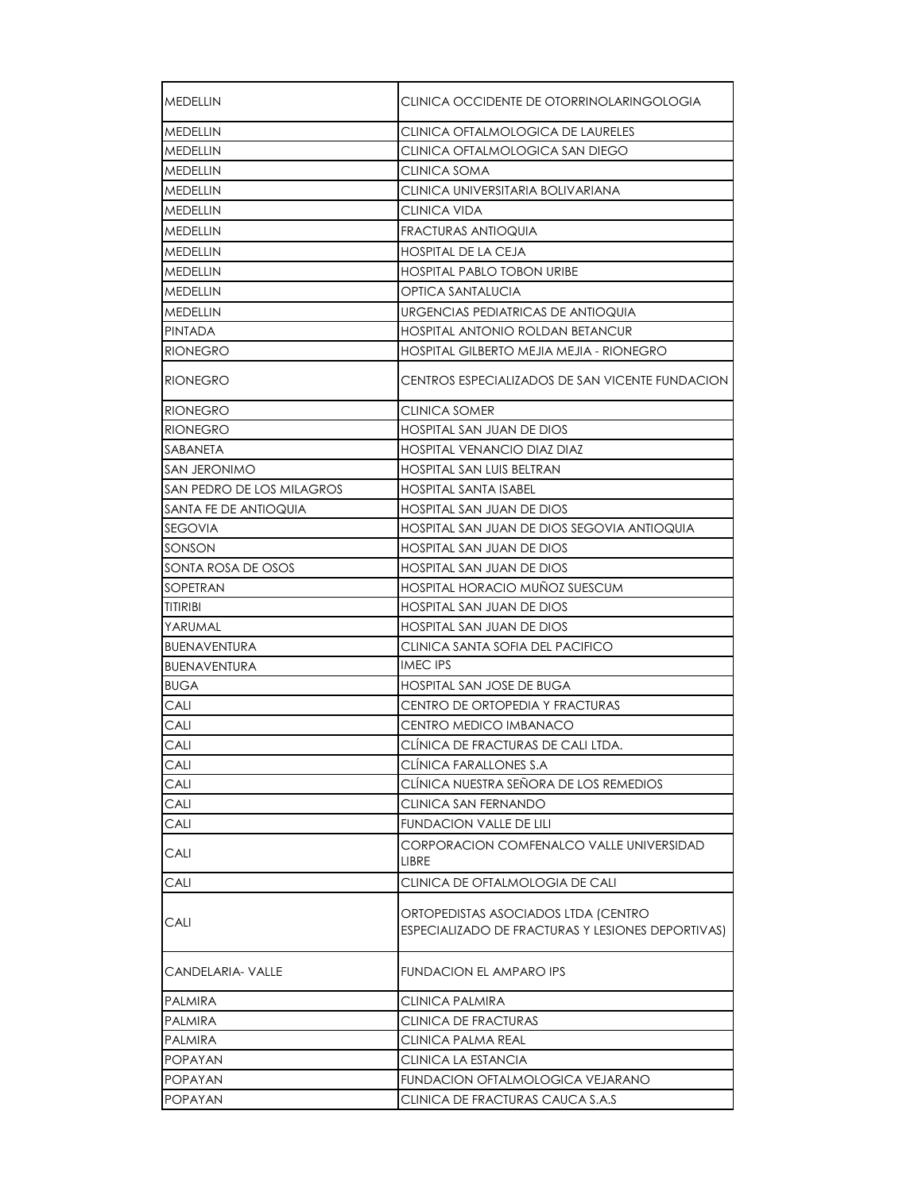| | |
|---|---|
| MEDELLIN | CLINICA OCCIDENTE DE OTORRINOLARINGOLOGIA |
| MEDELLIN | CLINICA OFTALMOLOGICA DE LAURELES |
| MEDELLIN | CLINICA OFTALMOLOGICA SAN DIEGO |
| MEDELLIN | CLINICA SOMA |
| MEDELLIN | CLINICA UNIVERSITARIA BOLIVARIANA |
| MEDELLIN | CLINICA VIDA |
| MEDELLIN | FRACTURAS ANTIOQUIA |
| MEDELLIN | HOSPITAL DE LA CEJA |
| MEDELLIN | HOSPITAL PABLO TOBON URIBE |
| MEDELLIN | OPTICA SANTALUCIA |
| MEDELLIN | URGENCIAS PEDIATRICAS DE ANTIOQUIA |
| PINTADA | HOSPITAL ANTONIO ROLDAN BETANCUR |
| RIONEGRO | HOSPITAL GILBERTO MEJIA MEJIA - RIONEGRO |
| RIONEGRO | CENTROS ESPECIALIZADOS DE SAN VICENTE FUNDACION |
| RIONEGRO | CLINICA SOMER |
| RIONEGRO | HOSPITAL SAN JUAN DE DIOS |
| SABANETA | HOSPITAL VENANCIO DIAZ DIAZ |
| SAN JERONIMO | HOSPITAL SAN LUIS BELTRAN |
| SAN PEDRO DE LOS MILAGROS | HOSPITAL SANTA ISABEL |
| SANTA FE DE ANTIOQUIA | HOSPITAL SAN JUAN DE DIOS |
| SEGOVIA | HOSPITAL SAN JUAN DE DIOS SEGOVIA ANTIOQUIA |
| SONSON | HOSPITAL SAN JUAN DE DIOS |
| SONTA ROSA DE OSOS | HOSPITAL SAN JUAN DE DIOS |
| SOPETRAN | HOSPITAL HORACIO MUÑOZ SUESCUM |
| TITIRIBI | HOSPITAL SAN JUAN DE DIOS |
| YARUMAL | HOSPITAL SAN JUAN DE DIOS |
| BUENAVENTURA | CLINICA SANTA SOFIA DEL PACIFICO |
| BUENAVENTURA | IMEC IPS |
| BUGA | HOSPITAL SAN JOSE DE BUGA |
| CALI | CENTRO DE ORTOPEDIA Y FRACTURAS |
| CALI | CENTRO MEDICO IMBANACO |
| CALI | CLÍNICA DE FRACTURAS DE CALI LTDA. |
| CALI | CLÍNICA FARALLONES S.A |
| CALI | CLÍNICA NUESTRA SEÑORA DE LOS REMEDIOS |
| CALI | CLINICA SAN FERNANDO |
| CALI | FUNDACION VALLE DE LILI |
| CALI | CORPORACION COMFENALCO VALLE UNIVERSIDAD LIBRE |
| CALI | CLINICA DE OFTALMOLOGIA DE CALI |
| CALI | ORTOPEDISTAS ASOCIADOS LTDA (CENTRO ESPECIALIZADO DE FRACTURAS Y LESIONES DEPORTIVAS) |
| CANDELARIA- VALLE | FUNDACION EL AMPARO IPS |
| PALMIRA | CLINICA PALMIRA |
| PALMIRA | CLINICA DE FRACTURAS |
| PALMIRA | CLINICA PALMA REAL |
| POPAYAN | CLINICA LA ESTANCIA |
| POPAYAN | FUNDACION OFTALMOLOGICA VEJARANO |
| POPAYAN | CLINICA DE FRACTURAS CAUCA S.A.S |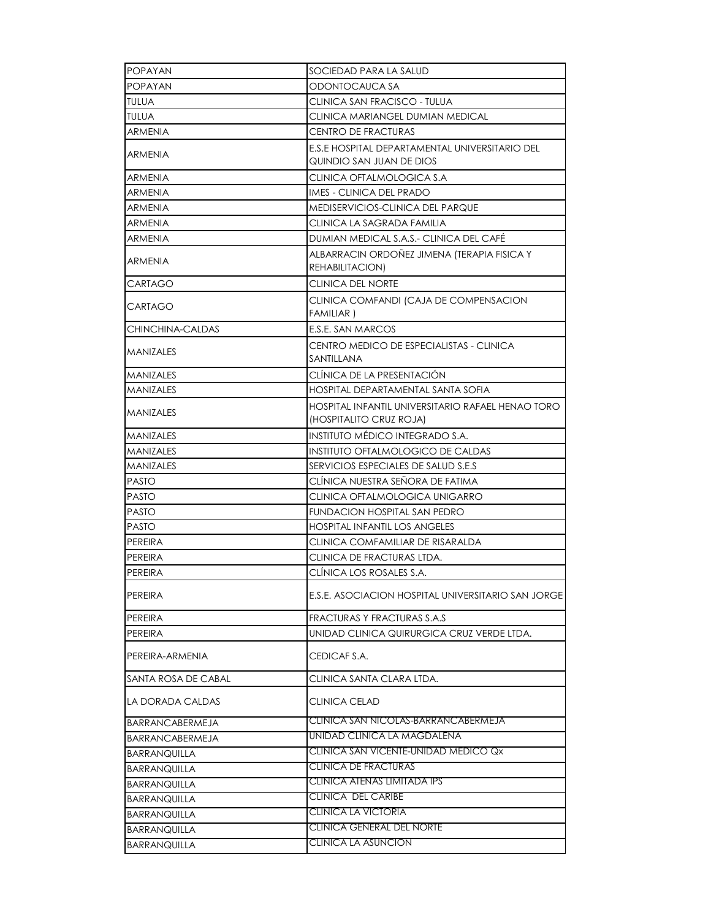| | |
|---|---|
| POPAYAN | SOCIEDAD PARA LA SALUD |
| POPAYAN | ODONTOCAUCA SA |
| TULUA | CLINICA SAN FRACISCO - TULUA |
| TULUA | CLINICA MARIANGEL DUMIAN MEDICAL |
| ARMENIA | CENTRO DE FRACTURAS |
| ARMENIA | E.S.E HOSPITAL DEPARTAMENTAL UNIVERSITARIO DEL QUINDIO SAN JUAN DE DIOS |
| ARMENIA | CLINICA OFTALMOLOGICA S.A |
| ARMENIA | IMES - CLINICA DEL PRADO |
| ARMENIA | MEDISERVICIOS-CLINICA DEL PARQUE |
| ARMENIA | CLINICA LA SAGRADA FAMILIA |
| ARMENIA | DUMIAN MEDICAL S.A.S.- CLINICA DEL CAFÉ |
| ARMENIA | ALBARRACIN ORDOÑEZ JIMENA (TERAPIA FISICA Y REHABILITACION) |
| CARTAGO | CLINICA DEL NORTE |
| CARTAGO | CLINICA COMFANDI (CAJA DE COMPENSACION FAMILIAR ) |
| CHINCHINA-CALDAS | E.S.E. SAN MARCOS |
| MANIZALES | CENTRO MEDICO DE ESPECIALISTAS - CLINICA SANTILLANA |
| MANIZALES | CLÍNICA DE LA PRESENTACIÓN |
| MANIZALES | HOSPITAL DEPARTAMENTAL SANTA SOFIA |
| MANIZALES | HOSPITAL INFANTIL UNIVERSITARIO RAFAEL HENAO TORO (HOSPITALITO CRUZ ROJA) |
| MANIZALES | INSTITUTO MÉDICO INTEGRADO S.A. |
| MANIZALES | INSTITUTO OFTALMOLOGICO DE CALDAS |
| MANIZALES | SERVICIOS ESPECIALES DE SALUD S.E.S |
| PASTO | CLÍNICA NUESTRA SEÑORA DE FATIMA |
| PASTO | CLINICA OFTALMOLOGICA UNIGARRO |
| PASTO | FUNDACION HOSPITAL SAN PEDRO |
| PASTO | HOSPITAL INFANTIL LOS ANGELES |
| PEREIRA | CLINICA COMFAMILIAR DE RISARALDA |
| PEREIRA | CLINICA DE FRACTURAS LTDA. |
| PEREIRA | CLÍNICA LOS ROSALES S.A. |
| PEREIRA | E.S.E. ASOCIACION HOSPITAL UNIVERSITARIO SAN JORGE |
| PEREIRA | FRACTURAS Y FRACTURAS S.A.S |
| PEREIRA | UNIDAD CLINICA QUIRURGICA CRUZ VERDE LTDA. |
| PEREIRA-ARMENIA | CEDICAF S.A. |
| SANTA ROSA DE CABAL | CLINICA SANTA CLARA LTDA. |
| LA DORADA CALDAS | CLINICA CELAD |
| BARRANCABERMEJA | CLINICA SAN NICOLAS-BARRANCABERMEJA |
| BARRANCABERMEJA | UNIDAD CLINICA LA MAGDALENA |
| BARRANQUILLA | CLINICA SAN VICENTE-UNIDAD MEDICO Qx |
| BARRANQUILLA | CLINICA DE FRACTURAS |
| BARRANQUILLA | CLINICA ATENAS LIMITADA IPS |
| BARRANQUILLA | CLINICA DEL CARIBE |
| BARRANQUILLA | CLINICA LA VICTORIA |
| BARRANQUILLA | CLINICA GENERAL DEL NORTE |
| BARRANQUILLA | CLINICA LA ASUNCION |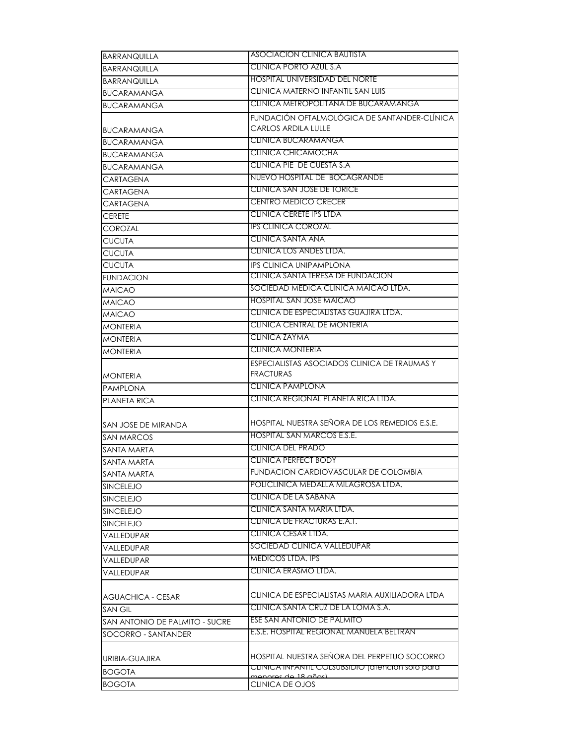| | |
|---|---|
| BARRANQUILLA | ASOCIACION CLINICA BAUTISTA |
| BARRANQUILLA | CLINICA PORTO AZUL S.A |
| BARRANQUILLA | HOSPITAL UNIVERSIDAD DEL NORTE |
| BUCARAMANGA | CLINICA MATERNO INFANTIL SAN LUIS |
| BUCARAMANGA | CLINICA METROPOLITANA DE BUCARAMANGA |
| BUCARAMANGA | FUNDACIÓN OFTALMOLÓGICA DE SANTANDER-CLÍNICA CARLOS ARDILA LULLE |
| BUCARAMANGA | CLINICA BUCARAMANGA |
| BUCARAMANGA | CLINICA CHICAMOCHA |
| BUCARAMANGA | CLINICA PIE DE CUESTA S.A |
| CARTAGENA | NUEVO HOSPITAL DE BOCAGRANDE |
| CARTAGENA | CLINICA SAN JOSE DE TORICE |
| CARTAGENA | CENTRO MEDICO CRECER |
| CERETE | CLINICA CERETE IPS LTDA |
| COROZAL | IPS CLINICA COROZAL |
| CUCUTA | CLINICA SANTA ANA |
| CUCUTA | CLINICA LOS ANDES LTDA. |
| CUCUTA | IPS CLINICA UNIPAMPLONA |
| FUNDACION | CLINICA SANTA TERESA DE FUNDACION |
| MAICAO | SOCIEDAD MEDICA CLINICA MAICAO LTDA. |
| MAICAO | HOSPITAL SAN JOSE MAICAO |
| MAICAO | CLINICA DE ESPECIALISTAS GUAJIRA LTDA. |
| MONTERIA | CLINICA CENTRAL DE MONTERIA |
| MONTERIA | CLINICA ZAYMA |
| MONTERIA | CLINICA MONTERIA |
| MONTERIA | ESPECIALISTAS ASOCIADOS CLINICA DE TRAUMAS Y FRACTURAS |
| PAMPLONA | CLINICA PAMPLONA |
| PLANETA RICA | CLINICA REGIONAL PLANETA RICA LTDA. |
| SAN JOSE DE MIRANDA | HOSPITAL NUESTRA SEÑORA DE LOS REMEDIOS E.S.E. |
| SAN MARCOS | HOSPITAL SAN MARCOS E.S.E. |
| SANTA MARTA | CLINICA DEL PRADO |
| SANTA MARTA | CLINICA PERFECT BODY |
| SANTA MARTA | FUNDACION CARDIOVASCULAR DE COLOMBIA |
| SINCELEJO | POLICLINICA MEDALLA MILAGROSA LTDA. |
| SINCELEJO | CLINICA DE LA SABANA |
| SINCELEJO | CLINICA SANTA MARIA LTDA. |
| SINCELEJO | CLINICA DE FRACTURAS E.A.T. |
| VALLEDUPAR | CLINICA CESAR LTDA. |
| VALLEDUPAR | SOCIEDAD CLINICA VALLEDUPAR |
| VALLEDUPAR | MEDICOS LTDA. IPS |
| VALLEDUPAR | CLINICA ERASMO LTDA. |
| AGUACHICA - CESAR | CLINICA DE ESPECIALISTAS MARIA AUXILIADORA LTDA |
| SAN GIL | CLINICA SANTA CRUZ DE LA LOMA S.A. |
| SAN ANTONIO DE PALMITO - SUCRE | ESE SAN ANTONIO DE PALMITO |
| SOCORRO - SANTANDER | E.S.E. HOSPITAL REGIONAL MANUELA BELTRAN |
| URIBIA-GUAJIRA | HOSPITAL NUESTRA SEÑORA DEL PERPETUO SOCORRO |
| BOGOTA | CLINICA INFANTIL COLSUBSIDIO (atencion solo para menores de 18 años) |
| BOGOTA | CLINICA DE OJOS |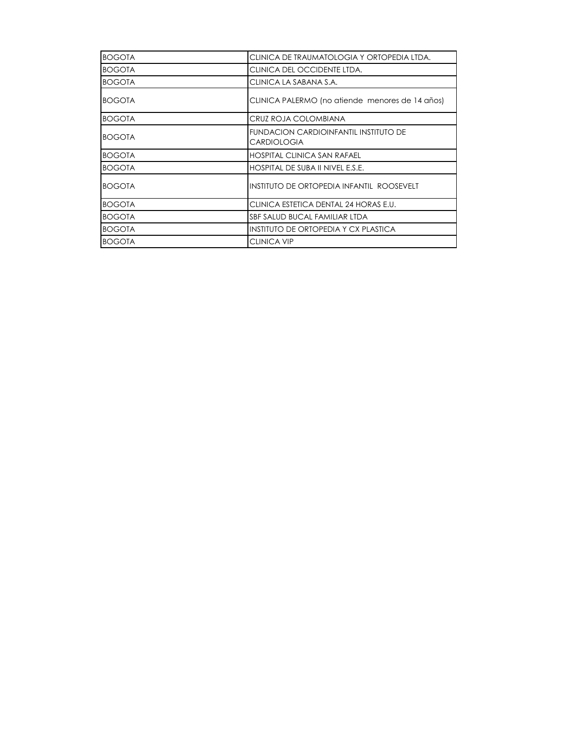| | |
|---|---|
| BOGOTA | CLINICA DE TRAUMATOLOGIA Y ORTOPEDIA LTDA. |
| BOGOTA | CLINICA DEL OCCIDENTE LTDA. |
| BOGOTA | CLINICA LA SABANA S.A. |
| BOGOTA | CLINICA PALERMO (no atiende menores de 14 años) |
| BOGOTA | CRUZ ROJA COLOMBIANA |
| BOGOTA | FUNDACION CARDIOINFANTIL INSTITUTO DE CARDIOLOGIA |
| BOGOTA | HOSPITAL CLINICA SAN RAFAEL |
| BOGOTA | HOSPITAL DE SUBA II NIVEL E.S.E. |
| BOGOTA | INSTITUTO DE ORTOPEDIA INFANTIL ROOSEVELT |
| BOGOTA | CLINICA ESTETICA DENTAL 24 HORAS E.U. |
| BOGOTA | SBF SALUD BUCAL FAMILIAR LTDA |
| BOGOTA | INSTITUTO DE ORTOPEDIA Y CX PLASTICA |
| BOGOTA | CLINICA VIP |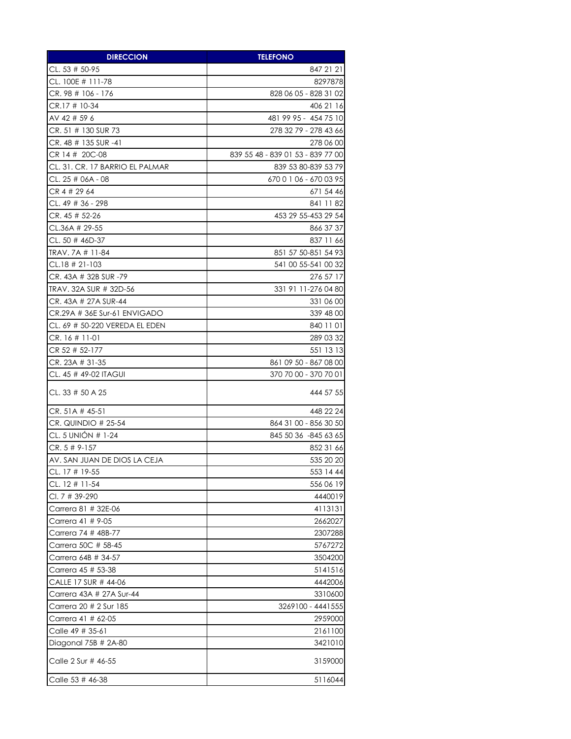| DIRECCION | TELEFONO |
|---|---|
| CL. 53 # 50-95 | 847 21 21 |
| CL. 100E # 111-78 | 8297878 |
| CR. 98 # 106 - 176 | 828 06 05 - 828 31 02 |
| CR.17 # 10-34 | 406 21 16 |
| AV 42 # 59 6 | 481 99 95 - 454 75 10 |
| CR. 51 # 130 SUR 73 | 278 32 79 - 278 43 66 |
| CR. 48 # 135 SUR -41 | 278 06 00 |
| CR 14 # 20C-08 | 839 55 48 - 839 01 53 - 839 77 00 |
| CL. 31. CR. 17 BARRIO EL PALMAR | 839 53 80-839 53 79 |
| CL. 25 # 06A - 08 | 670 0 1 06 - 670 03 95 |
| CR 4 # 29 64 | 671 54 46 |
| CL. 49 # 36 - 298 | 841 11 82 |
| CR. 45 # 52-26 | 453 29 55-453 29 54 |
| CL.36A # 29-55 | 866 37 37 |
| CL. 50 # 46D-37 | 837 11 66 |
| TRAV. 7A # 11-84 | 851 57 50-851 54 93 |
| CL.18 # 21-103 | 541 00 55-541 00 32 |
| CR. 43A # 32B SUR -79 | 276 57 17 |
| TRAV. 32A SUR # 32D-56 | 331 91 11-276 04 80 |
| CR. 43A # 27A SUR-44 | 331 06 00 |
| CR.29A # 36E Sur-61 ENVIGADO | 339 48 00 |
| CL. 69 # 50-220 VEREDA EL EDEN | 840 11 01 |
| CR. 16 # 11-01 | 289 03 32 |
| CR 52 # 52-177 | 551 13 13 |
| CR. 23A # 31-35 | 861 09 50 - 867 08 00 |
| CL. 45 # 49-02 ITAGUI | 370 70 00 - 370 70 01 |
| CL. 33 # 50 A 25 | 444 57 55 |
| CR. 51A # 45-51 | 448 22 24 |
| CR. QUINDIO # 25-54 | 864 31 00 - 856 30 50 |
| CL. 5 UNIÓN # 1-24 | 845 50 36 -845 63 65 |
| CR. 5 # 9-157 | 852 31 66 |
| AV. SAN JUAN DE DIOS LA CEJA | 535 20 20 |
| CL. 17 # 19-55 | 553 14 44 |
| CL. 12 # 11-54 | 556 06 19 |
| Cl. 7 # 39-290 | 4440019 |
| Carrera 81 # 32E-06 | 4113131 |
| Carrera 41 # 9-05 | 2662027 |
| Carrera 74 # 48B-77 | 2307288 |
| Carrera 50C # 58-45 | 5767272 |
| Carrera 64B # 34-57 | 3504200 |
| Carrera 45 # 53-38 | 5141516 |
| CALLE 17 SUR # 44-06 | 4442006 |
| Carrera 43A # 27A Sur-44 | 3310600 |
| Carrera 20 # 2 Sur 185 | 3269100 - 4441555 |
| Carrera 41 # 62-05 | 2959000 |
| Calle 49 # 35-61 | 2161100 |
| Diagonal 75B # 2A-80 | 3421010 |
| Calle 2 Sur # 46-55 | 3159000 |
| Calle 53 # 46-38 | 5116044 |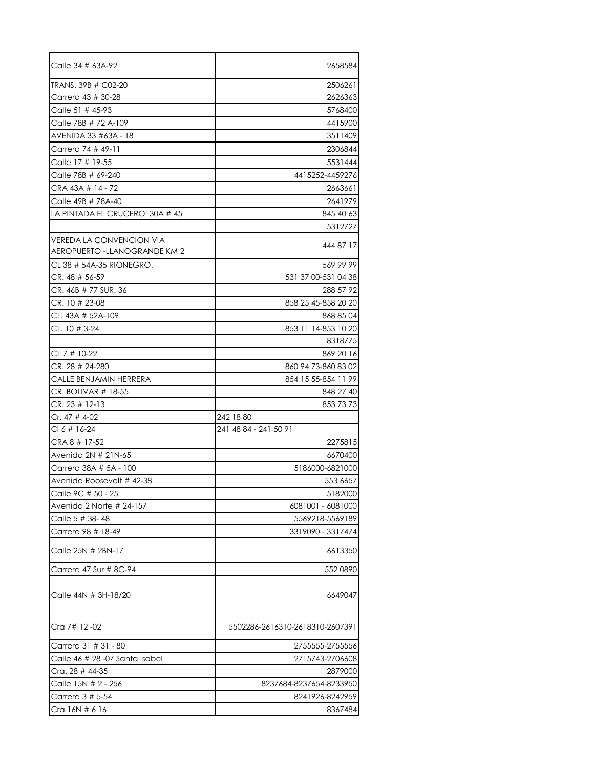| | |
|---|---|
| Calle 34 # 63A-92 | 2658584 |
| TRANS. 39B # C02-20 | 2506261 |
| Carrera 43 # 30-28 | 2626363 |
| Calle 51 # 45-93 | 5768400 |
| Calle 78B # 72 A-109 | 4415900 |
| AVENIDA 33 #63A - 18 | 3511409 |
| Carrera 74 # 49-11 | 2306844 |
| Calle 17 # 19-55 | 5531444 |
| Calle 78B # 69-240 | 4415252-4459276 |
| CRA 43A # 14 - 72 | 2663661 |
| Calle 49B # 78A-40 | 2641979 |
| LA PINTADA EL CRUCERO 30A # 45 | 845 40 63 |
| | 5312727 |
| VEREDA LA CONVENCION VIA AEROPUERTO -LLANOGRANDE KM 2 | 444 87 17 |
| CL 38 # 54A-35 RIONEGRO. | 569 99 99 |
| CR. 48 # 56-59 | 531 37 00-531 04 38 |
| CR. 46B # 77 SUR. 36 | 288 57 92 |
| CR. 10 # 23-08 | 858 25 45-858 20 20 |
| CL. 43A # 52A-109 | 868 85 04 |
| CL. 10 # 3-24 | 853 11 14-853 10 20 |
| | 8318775 |
| CL 7 # 10-22 | 869 20 16 |
| CR. 28 # 24-280 | 860 94 73-860 83 02 |
| CALLE BENJAMIN HERRERA | 854 15 55-854 11 99 |
| CR. BOLIVAR # 18-55 | 848 27 40 |
| CR. 23 # 12-13 | 853 73 73 |
| Cr. 47 # 4-02 | 242 18 80 |
| Cl 6 # 16-24 | 241 48 84 - 241 50 91 |
| CRA 8 # 17-52 | 2275815 |
| Avenida 2N # 21N-65 | 6670400 |
| Carrera 38A # 5A - 100 | 5186000-6821000 |
| Avenida Roosevelt # 42-38 | 553 6657 |
| Calle 9C # 50 - 25 | 5182000 |
| Avenida 2 Norte # 24-157 | 6081001 - 6081000 |
| Calle 5 # 38- 48 | 5569218-5569189 |
| Carrera 98 # 18-49 | 3319090 - 3317474 |
| Calle 25N # 2BN-17 | 6613350 |
| Carrera 47 Sur # 8C-94 | 552 0890 |
| Calle 44N # 3H-18/20 | 6649047 |
| Cra 7# 12 -02 | 5502286-2616310-2618310-2607391 |
| Carrera 31 # 31 - 80 | 2755555-2755556 |
| Calle 46 # 28 -07 Santa Isabel | 2715743-2706608 |
| Cra. 28 # 44-35 | 2879000 |
| Calle 15N # 2 - 256 | 8237684-8237654-8233950 |
| Carrera 3 # 5-54 | 8241926-8242959 |
| Cra 16N # 6 16 | 8367484 |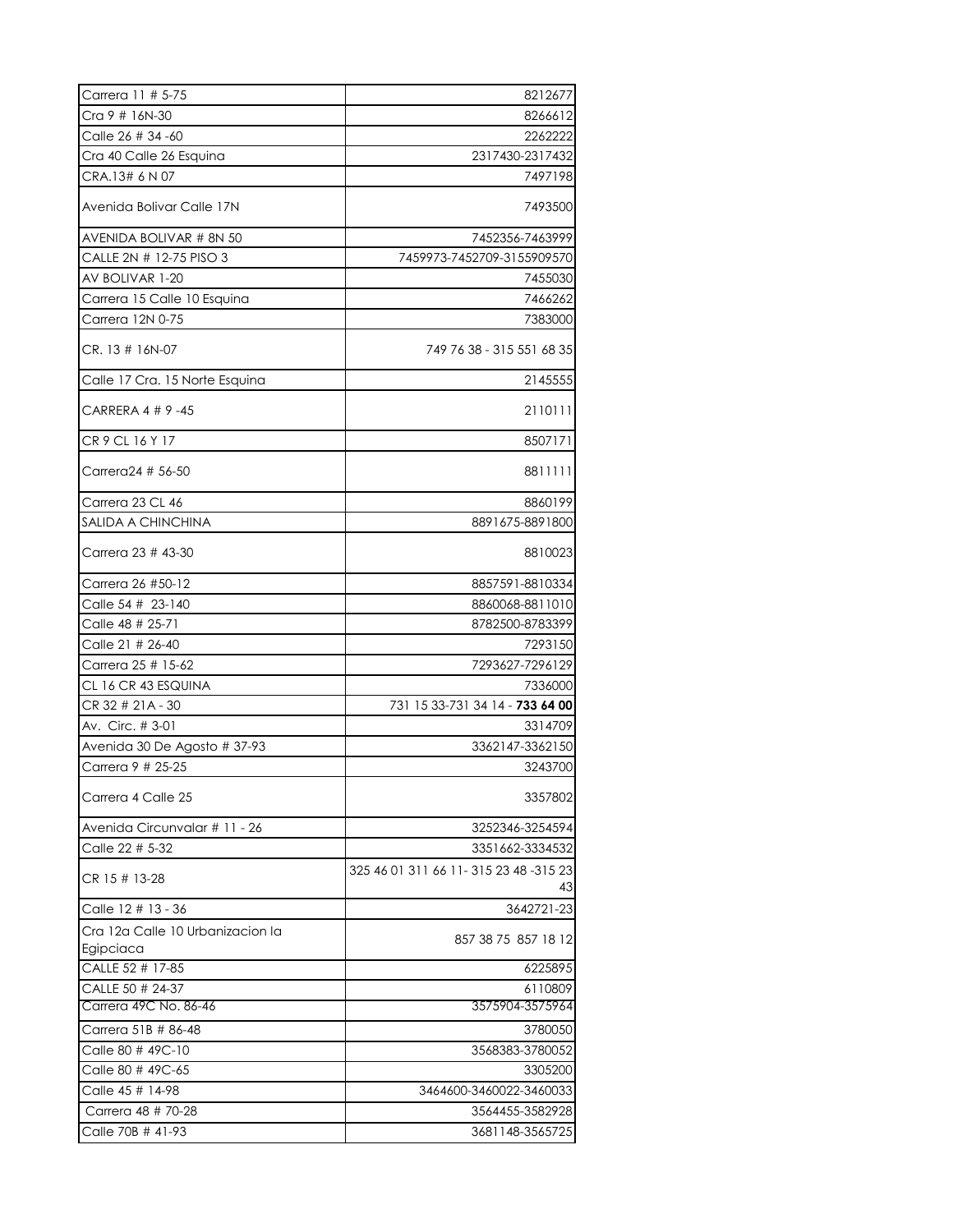| | |
|---|---|
| Carrera 11 # 5-75 | 8212677 |
| Cra 9 # 16N-30 | 8266612 |
| Calle 26 # 34 -60 | 2262222 |
| Cra 40 Calle 26 Esquina | 2317430-2317432 |
| CRA.13# 6 N 07 | 7497198 |
| Avenida Bolivar Calle 17N | 7493500 |
| AVENIDA BOLIVAR # 8N 50 | 7452356-7463999 |
| CALLE 2N # 12-75 PISO 3 | 7459973-7452709-3155909570 |
| AV BOLIVAR 1-20 | 7455030 |
| Carrera 15 Calle 10 Esquina | 7466262 |
| Carrera 12N 0-75 | 7383000 |
| CR. 13 # 16N-07 | 749 76 38 - 315 551 68 35 |
| Calle 17 Cra. 15 Norte Esquina | 2145555 |
| CARRERA 4 # 9 -45 | 2110111 |
| CR 9 CL 16 Y 17 | 8507171 |
| Carrera24 # 56-50 | 8811111 |
| Carrera 23 CL 46 | 8860199 |
| SALIDA A CHINCHINA | 8891675-8891800 |
| Carrera 23 # 43-30 | 8810023 |
| Carrera 26 #50-12 | 8857591-8810334 |
| Calle 54 # 23-140 | 8860068-8811010 |
| Calle 48 # 25-71 | 8782500-8783399 |
| Calle 21 # 26-40 | 7293150 |
| Carrera 25 # 15-62 | 7293627-7296129 |
| CL 16 CR 43 ESQUINA | 7336000 |
| CR 32 # 21A - 30 | 731 15 33-731 34 14 - **733 64 00** |
| Av. Circ. # 3-01 | 3314709 |
| Avenida 30 De Agosto # 37-93 | 3362147-3362150 |
| Carrera 9 # 25-25 | 3243700 |
| Carrera 4 Calle 25 | 3357802 |
| Avenida Circunvalar # 11 - 26 | 3252346-3254594 |
| Calle 22 # 5-32 | 3351662-3334532 |
| CR 15 # 13-28 | 325 46 01 311 66 11- 315 23 48 -315 23 43 |
| Calle 12 # 13 - 36 | 3642721-23 |
| Cra 12a Calle 10 Urbanizacion la Egipciaca | 857 38 75 857 18 12 |
| CALLE 52 # 17-85 | 6225895 |
| CALLE 50 # 24-37 | 6110809 |
| Carrera 49C No. 86-46 | 3575904-3575964 |
| Carrera 51B # 86-48 | 3780050 |
| Calle 80 # 49C-10 | 3568383-3780052 |
| Calle 80 # 49C-65 | 3305200 |
| Calle 45 # 14-98 | 3464600-3460022-3460033 |
| Carrera 48 # 70-28 | 3564455-3582928 |
| Calle 70B # 41-93 | 3681148-3565725 |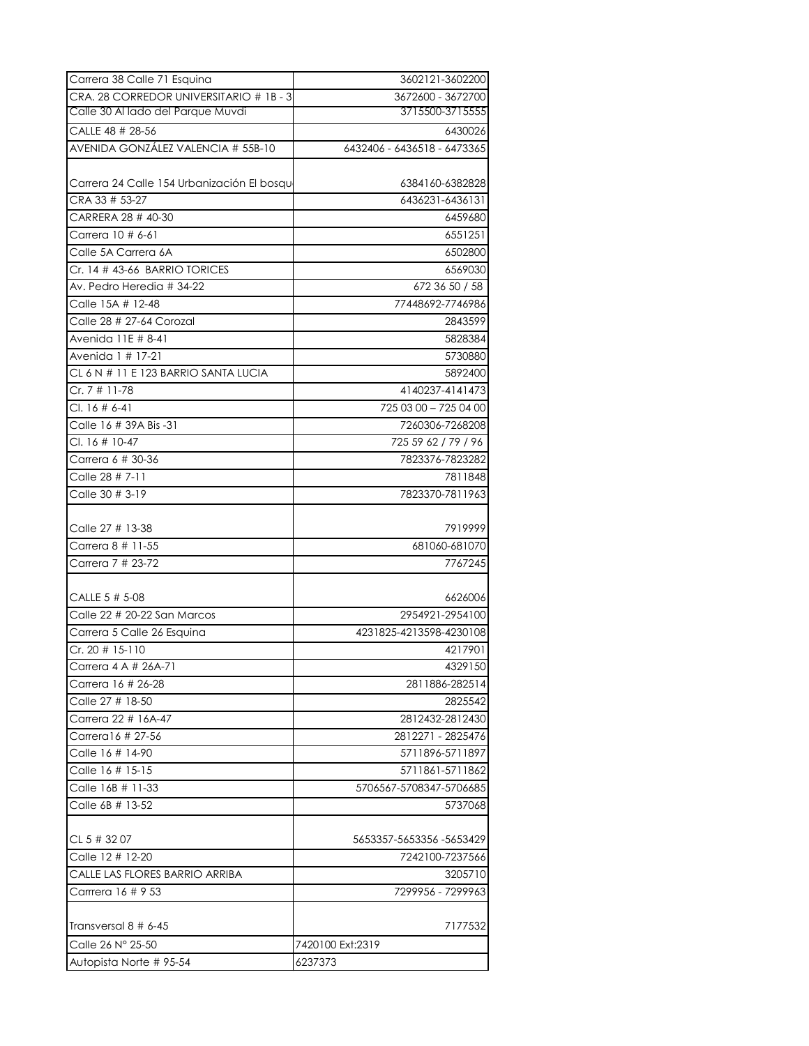| | |
|---|---|
| Carrera 38 Calle 71 Esquina | 3602121-3602200 |
| CRA. 28 CORREDOR UNIVERSITARIO # 1B - 3 | 3672600 - 3672700 |
| Calle 30 Al lado del Parque Muvdi | 3715500-3715555 |
| CALLE 48 # 28-56 | 6430026 |
| AVENIDA GONZÁLEZ VALENCIA # 55B-10 | 6432406 - 6436518 - 6473365 |
| Carrera 24 Calle 154 Urbanización El bosqu | 6384160-6382828 |
| CRA 33 # 53-27 | 6436231-6436131 |
| CARRERA 28 # 40-30 | 6459680 |
| Carrera 10 # 6-61 | 6551251 |
| Calle 5A Carrera 6A | 6502800 |
| Cr. 14 # 43-66 BARRIO TORICES | 6569030 |
| Av. Pedro Heredia # 34-22 | 672 36 50 / 58 |
| Calle 15A # 12-48 | 77448692-7746986 |
| Calle 28 # 27-64 Corozal | 2843599 |
| Avenida 11E # 8-41 | 5828384 |
| Avenida 1 # 17-21 | 5730880 |
| CL 6 N # 11 E 123 BARRIO SANTA LUCIA | 5892400 |
| Cr. 7 # 11-78 | 4140237-4141473 |
| Cl. 16 # 6-41 | 725 03 00 – 725 04 00 |
| Calle 16 # 39A Bis -31 | 7260306-7268208 |
| Cl. 16 # 10-47 | 725 59 62 / 79 / 96 |
| Carrera 6 # 30-36 | 7823376-7823282 |
| Calle 28 # 7-11 | 7811848 |
| Calle 30 # 3-19 | 7823370-7811963 |
| Calle 27 # 13-38 | 7919999 |
| Carrera 8 # 11-55 | 681060-681070 |
| Carrera 7 # 23-72 | 7767245 |
| CALLE 5 # 5-08 | 6626006 |
| Calle 22 # 20-22 San Marcos | 2954921-2954100 |
| Carrera 5 Calle 26 Esquina | 4231825-4213598-4230108 |
| Cr. 20 # 15-110 | 4217901 |
| Carrera 4 A # 26A-71 | 4329150 |
| Carrera 16 # 26-28 | 2811886-282514 |
| Calle 27 # 18-50 | 2825542 |
| Carrera 22 # 16A-47 | 2812432-2812430 |
| Carrera16 # 27-56 | 2812271 - 2825476 |
| Calle 16 # 14-90 | 5711896-5711897 |
| Calle 16 # 15-15 | 5711861-5711862 |
| Calle 16B # 11-33 | 5706567-5708347-5706685 |
| Calle 6B # 13-52 | 5737068 |
| CL 5 # 32 07 | 5653357-5653356 -5653429 |
| Calle 12 # 12-20 | 7242100-7237566 |
| CALLE LAS FLORES BARRIO ARRIBA | 3205710 |
| Carrrera 16 # 9 53 | 7299956 - 7299963 |
| Transversal 8 # 6-45 | 7177532 |
| Calle 26 N° 25-50 | 7420100 Ext:2319 |
| Autopista Norte # 95-54 | 6237373 |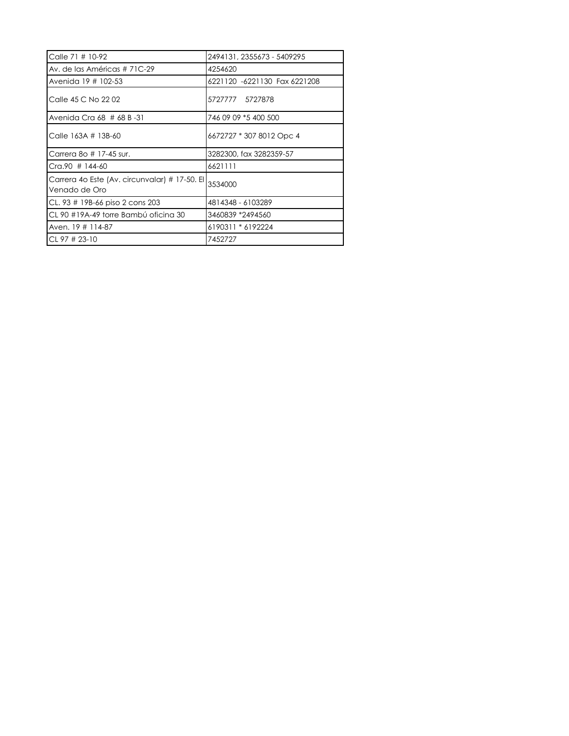| | |
|---|---|
| Calle 71 # 10-92 | 2494131, 2355673 - 5409295 |
| Av. de las Américas # 71C-29 | 4254620 |
| Avenida 19 # 102-53 | 6221120 -6221130 Fax 6221208 |
| Calle 45 C No 22 02 | 5727777   5727878 |
| Avenida Cra 68  # 68 B -31 | 746 09 09 *5 400 500 |
| Calle 163A # 13B-60 | 6672727 * 307 8012 Opc 4 |
| Carrera 8o # 17-45 sur. | 3282300, fax 3282359-57 |
| Cra.90  # 144-60 | 6621111 |
| Carrera 4o Este (Av. circunvalar) # 17-50. El Venado de Oro | 3534000 |
| CL. 93 # 19B-66 piso 2 cons 203 | 4814348 - 6103289 |
| CL 90 #19A-49 torre Bambú oficina 30 | 3460839 *2494560 |
| Aven. 19 # 114-87 | 6190311 * 6192224 |
| CL 97 # 23-10 | 7452727 |